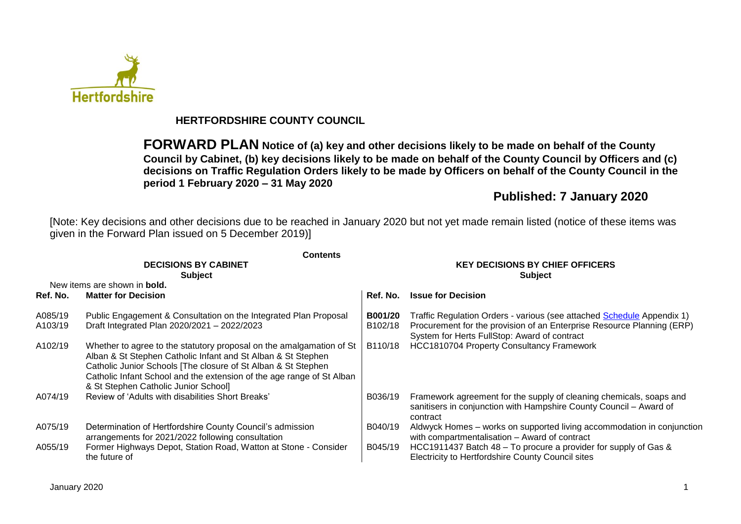# HERTFORDSHIRE COUNTY COUNCIL

**FORWARD PLAN Notice of (a) key and other decisions likely to be made on behalf of the County Council by Cabinet, (b) key decisions likely to be made on behalf of the County Council by Officers and (c) decisions on Traffic Regulation Orders likely to be made by Officers on behalf of the County Council in the period 1 February 2020 – 31 May 2020**

**Published: 7 January 2020**

[Note: Key decisions and other decisions due to be reached in January 2020 but not yet made remain listed (notice of these items was given in the Forward Plan issued on 5 December 2019)]

**Contents**

| **DECISIONS BY CABINET Subject** | | **KEY DECISIONS BY CHIEF OFFICERS Subject** | |
|---|---|---|---|
| New items are shown in **bold.** | | | |
| **Ref. No.** | **Matter for Decision** | **Ref. No.** | **Issue for Decision** |
| A085/19 | Public Engagement & Consultation on the Integrated Plan Proposal | **B001/20** | Traffic Regulation Orders - various (see attached Schedule Appendix 1) |
| A103/19 | Draft Integrated Plan 2020/2021 – 2022/2023 | B102/18 | Procurement for the provision of an Enterprise Resource Planning (ERP) System for Herts FullStop: Award of contract |
| A102/19 | Whether to agree to the statutory proposal on the amalgamation of St Alban & St Stephen Catholic Infant and St Alban & St Stephen Catholic Junior Schools [The closure of St Alban & St Stephen Catholic Infant School and the extension of the age range of St Alban & St Stephen Catholic Junior School] | B110/18 | HCC1810704 Property Consultancy Framework |
| A074/19 | Review of 'Adults with disabilities Short Breaks' | B036/19 | Framework agreement for the supply of cleaning chemicals, soaps and sanitisers in conjunction with Hampshire County Council – Award of contract |
| A075/19 | Determination of Hertfordshire County Council's admission arrangements for 2021/2022 following consultation | B040/19 | Aldwyck Homes – works on supported living accommodation in conjunction with compartmentalisation – Award of contract |
| A055/19 | Former Highways Depot, Station Road, Watton at Stone - Consider the future of | B045/19 | HCC1911437 Batch 48 – To procure a provider for supply of Gas & Electricity to Hertfordshire County Council sites |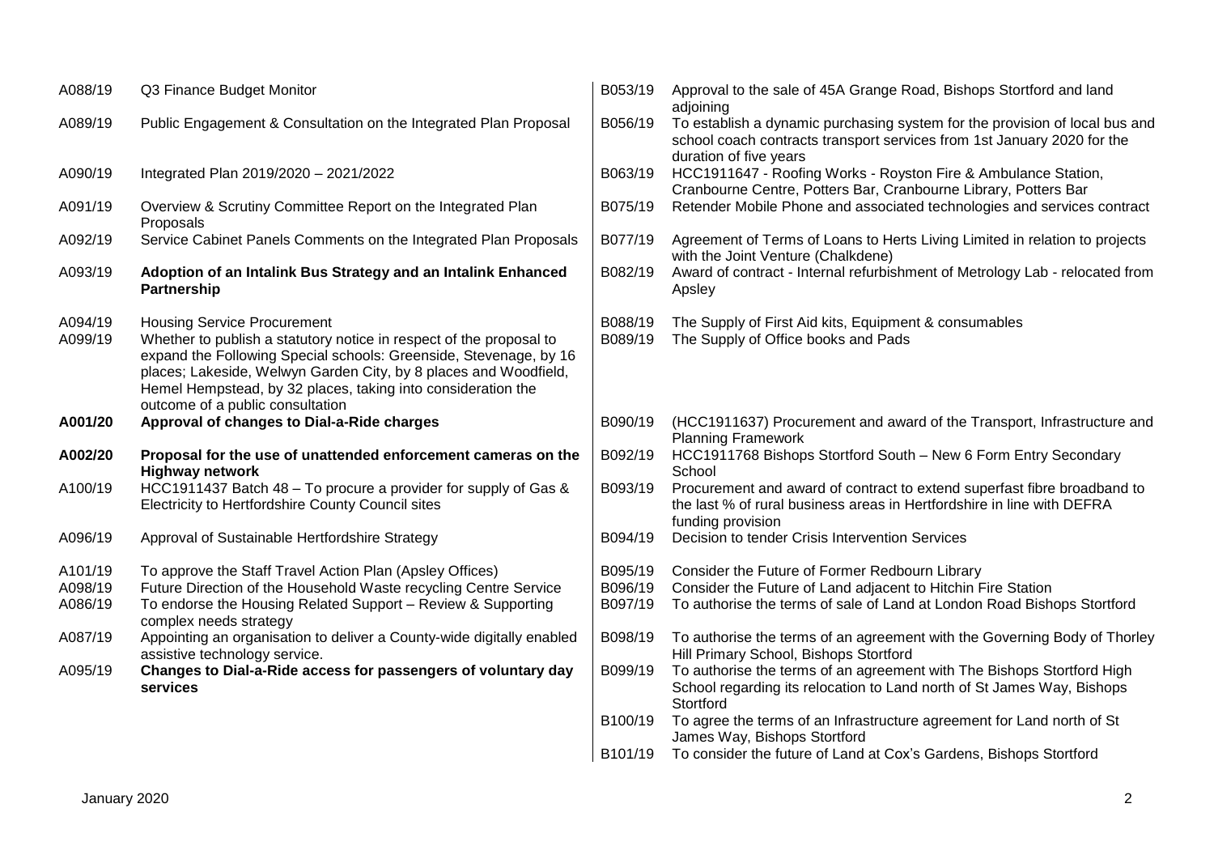| | |
|---|---|
| A088/19 | Q3 Finance Budget Monitor |
| A089/19 | Public Engagement & Consultation on the Integrated Plan Proposal |
| A090/19 | Integrated Plan 2019/2020 – 2021/2022 |
| A091/19 | Overview & Scrutiny Committee Report on the Integrated Plan Proposals |
| A092/19 | Service Cabinet Panels Comments on the Integrated Plan Proposals |
| A093/19 | **Adoption of an Intalink Bus Strategy and an Intalink Enhanced Partnership** |
| A094/19 | Housing Service Procurement |
| A099/19 | Whether to publish a statutory notice in respect of the proposal to expand the Following Special schools: Greenside, Stevenage, by 16 places; Lakeside, Welwyn Garden City, by 8 places and Woodfield, Hemel Hempstead, by 32 places, taking into consideration the outcome of a public consultation |
| **A001/20** | **Approval of changes to Dial-a-Ride charges** |
| **A002/20** | **Proposal for the use of unattended enforcement cameras on the Highway network** |
| A100/19 | HCC1911437 Batch 48 – To procure a provider for supply of Gas & Electricity to Hertfordshire County Council sites |
| A096/19 | Approval of Sustainable Hertfordshire Strategy |
| A101/19 | To approve the Staff Travel Action Plan (Apsley Offices) |
| A098/19 | Future Direction of the Household Waste recycling Centre Service |
| A086/19 | To endorse the Housing Related Support – Review & Supporting complex needs strategy |
| A087/19 | Appointing an organisation to deliver a County-wide digitally enabled assistive technology service. |
| A095/19 | **Changes to Dial-a-Ride access for passengers of voluntary day services** |

| | |
|---|---|
| B053/19 | Approval to the sale of 45A Grange Road, Bishops Stortford and land adjoining |
| B056/19 | To establish a dynamic purchasing system for the provision of local bus and school coach contracts transport services from 1st January 2020 for the duration of five years |
| B063/19 | HCC1911647 - Roofing Works - Royston Fire & Ambulance Station, Cranbourne Centre, Potters Bar, Cranbourne Library, Potters Bar |
| B075/19 | Retender Mobile Phone and associated technologies and services contract |
| B077/19 | Agreement of Terms of Loans to Herts Living Limited in relation to projects with the Joint Venture (Chalkdene) |
| B082/19 | Award of contract - Internal refurbishment of Metrology Lab - relocated from Apsley |
| B088/19 | The Supply of First Aid kits, Equipment & consumables |
| B089/19 | The Supply of Office books and Pads |
| B090/19 | (HCC1911637) Procurement and award of the Transport, Infrastructure and Planning Framework |
| B092/19 | HCC1911768 Bishops Stortford South – New 6 Form Entry Secondary School |
| B093/19 | Procurement and award of contract to extend superfast fibre broadband to the last % of rural business areas in Hertfordshire in line with DEFRA funding provision |
| B094/19 | Decision to tender Crisis Intervention Services |
| B095/19 | Consider the Future of Former Redbourn Library |
| B096/19 | Consider the Future of Land adjacent to Hitchin Fire Station |
| B097/19 | To authorise the terms of sale of Land at London Road Bishops Stortford |
| B098/19 | To authorise the terms of an agreement with the Governing Body of Thorley Hill Primary School, Bishops Stortford |
| B099/19 | To authorise the terms of an agreement with The Bishops Stortford High School regarding its relocation to Land north of St James Way, Bishops Stortford |
| B100/19 | To agree the terms of an Infrastructure agreement for Land north of St James Way, Bishops Stortford |
| B101/19 | To consider the future of Land at Cox's Gardens, Bishops Stortford |

January 2020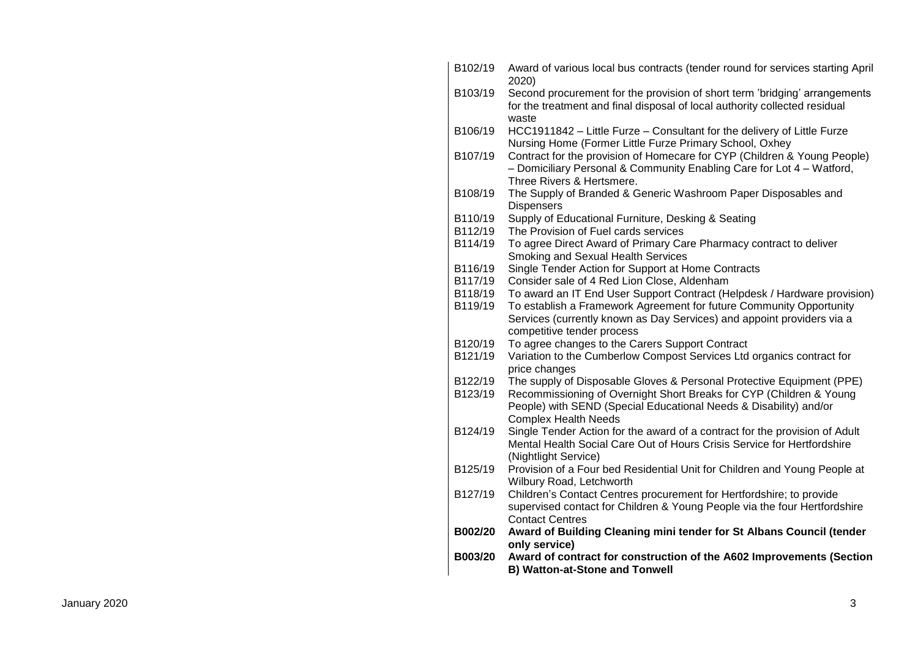| | |
|---|---|
| B102/19 | Award of various local bus contracts (tender round for services starting April 2020) |
| B103/19 | Second procurement for the provision of short term 'bridging' arrangements for the treatment and final disposal of local authority collected residual waste |
| B106/19 | HCC1911842 – Little Furze – Consultant for the delivery of Little Furze Nursing Home (Former Little Furze Primary School, Oxhey |
| B107/19 | Contract for the provision of Homecare for CYP (Children & Young People) – Domiciliary Personal & Community Enabling Care for Lot 4 – Watford, Three Rivers & Hertsmere. |
| B108/19 | The Supply of Branded & Generic Washroom Paper Disposables and Dispensers |
| B110/19 | Supply of Educational Furniture, Desking & Seating |
| B112/19 | The Provision of Fuel cards services |
| B114/19 | To agree Direct Award of Primary Care Pharmacy contract to deliver Smoking and Sexual Health Services |
| B116/19 | Single Tender Action for Support at Home Contracts |
| B117/19 | Consider sale of 4 Red Lion Close, Aldenham |
| B118/19 | To award an IT End User Support Contract (Helpdesk / Hardware provision) |
| B119/19 | To establish a Framework Agreement for future Community Opportunity Services (currently known as Day Services) and appoint providers via a competitive tender process |
| B120/19 | To agree changes to the Carers Support Contract |
| B121/19 | Variation to the Cumberlow Compost Services Ltd organics contract for price changes |
| B122/19 | The supply of Disposable Gloves & Personal Protective Equipment (PPE) |
| B123/19 | Recommissioning of Overnight Short Breaks for CYP (Children & Young People) with SEND (Special Educational Needs & Disability) and/or Complex Health Needs |
| B124/19 | Single Tender Action for the award of a contract for the provision of Adult Mental Health Social Care Out of Hours Crisis Service for Hertfordshire (Nightlight Service) |
| B125/19 | Provision of a Four bed Residential Unit for Children and Young People at Wilbury Road, Letchworth |
| B127/19 | Children's Contact Centres procurement for Hertfordshire; to provide supervised contact for Children & Young People via the four Hertfordshire Contact Centres |
| **B002/20** | **Award of Building Cleaning mini tender for St Albans Council (tender only service)** |
| **B003/20** | **Award of contract for construction of the A602 Improvements (Section B) Watton-at-Stone and Tonwell** |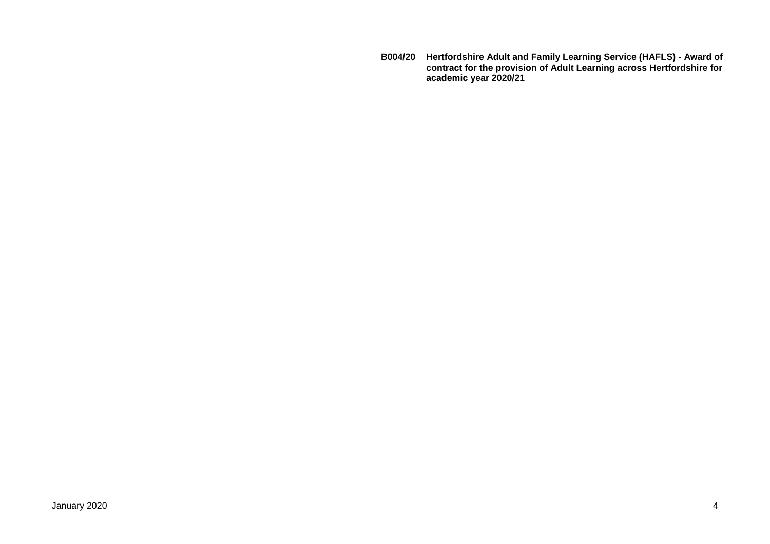**B004/20** **Hertfordshire Adult and Family Learning Service (HAFLS) - Award of contract for the provision of Adult Learning across Hertfordshire for academic year 2020/21**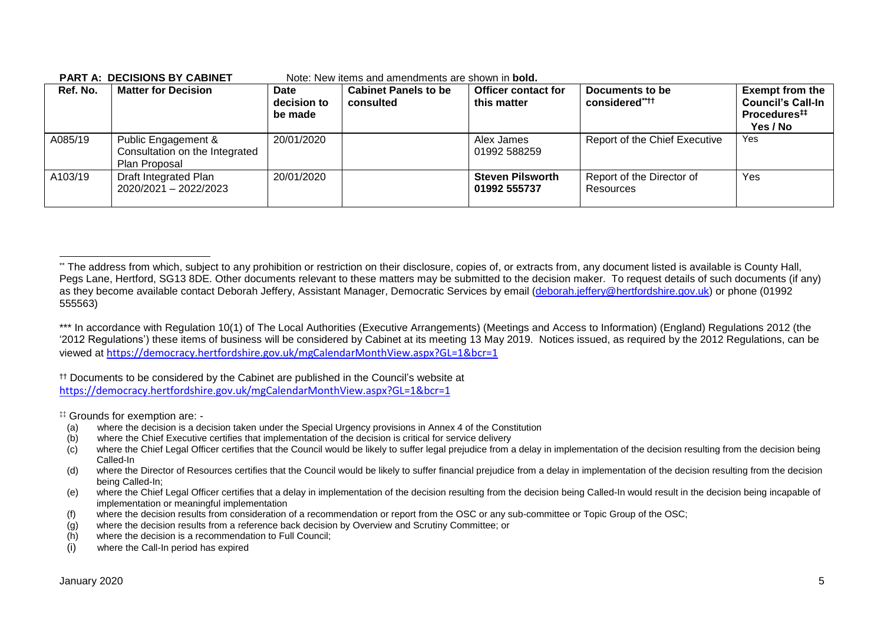**PART A: DECISIONS BY CABINET** Note: New items and amendments are shown in **bold.**

| Ref. No. | Matter for Decision | Date decision to be made | Cabinet Panels to be consulted | Officer contact for this matter | Documents to be considered**†† | Exempt from the Council's Call-In Procedures‡‡ Yes / No |
|---|---|---|---|---|---|---|
| A085/19 | Public Engagement & Consultation on the Integrated Plan Proposal | 20/01/2020 | | Alex James 01992 588259 | Report of the Chief Executive | Yes |
| A103/19 | Draft Integrated Plan 2020/2021 – 2022/2023 | 20/01/2020 | | **Steven Pilsworth 01992 555737** | Report of the Director of Resources | Yes |

** The address from which, subject to any prohibition or restriction on their disclosure, copies of, or extracts from, any document listed is available is County Hall, Pegs Lane, Hertford, SG13 8DE. Other documents relevant to these matters may be submitted to the decision maker. To request details of such documents (if any) as they become available contact Deborah Jeffery, Assistant Manager, Democratic Services by email (deborah.jeffery@hertfordshire.gov.uk) or phone (01992 555563)

*** In accordance with Regulation 10(1) of The Local Authorities (Executive Arrangements) (Meetings and Access to Information) (England) Regulations 2012 (the '2012 Regulations') these items of business will be considered by Cabinet at its meeting 13 May 2019. Notices issued, as required by the 2012 Regulations, can be viewed at https://democracy.hertfordshire.gov.uk/mgCalendarMonthView.aspx?GL=1&bcr=1

†† Documents to be considered by the Cabinet are published in the Council's website at https://democracy.hertfordshire.gov.uk/mgCalendarMonthView.aspx?GL=1&bcr=1

‡‡ Grounds for exemption are: -

(a) where the decision is a decision taken under the Special Urgency provisions in Annex 4 of the Constitution
(b) where the Chief Executive certifies that implementation of the decision is critical for service delivery
(c) where the Chief Legal Officer certifies that the Council would be likely to suffer legal prejudice from a delay in implementation of the decision resulting from the decision being Called-In
(d) where the Director of Resources certifies that the Council would be likely to suffer financial prejudice from a delay in implementation of the decision resulting from the decision being Called-In;
(e) where the Chief Legal Officer certifies that a delay in implementation of the decision resulting from the decision being Called-In would result in the decision being incapable of implementation or meaningful implementation
(f) where the decision results from consideration of a recommendation or report from the OSC or any sub-committee or Topic Group of the OSC;
(g) where the decision results from a reference back decision by Overview and Scrutiny Committee; or
(h) where the decision is a recommendation to Full Council;
(i) where the Call-In period has expired

January 2020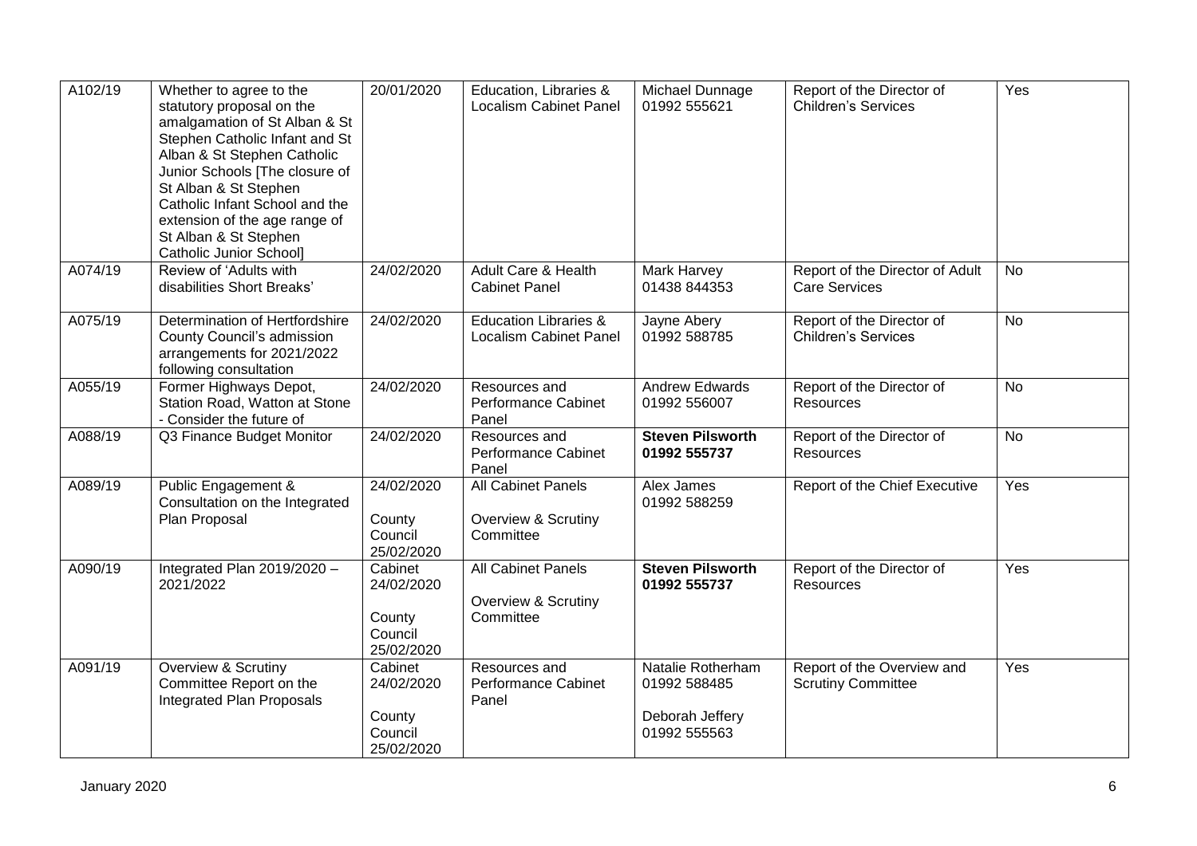| A102/19 | Whether to agree to the statutory proposal on the amalgamation of St Alban & St Stephen Catholic Infant and St Alban & St Stephen Catholic Junior Schools [The closure of St Alban & St Stephen Catholic Infant School and the extension of the age range of St Alban & St Stephen Catholic Junior School] | 20/01/2020 | Education, Libraries & Localism Cabinet Panel | Michael Dunnage 01992 555621 | Report of the Director of Children's Services | Yes |
|---|---|---|---|---|---|---|
| A074/19 | Review of 'Adults with disabilities Short Breaks' | 24/02/2020 | Adult Care & Health Cabinet Panel | Mark Harvey 01438 844353 | Report of the Director of Adult Care Services | No |
| A075/19 | Determination of Hertfordshire County Council's admission arrangements for 2021/2022 following consultation | 24/02/2020 | Education Libraries & Localism Cabinet Panel | Jayne Abery 01992 588785 | Report of the Director of Children's Services | No |
| A055/19 | Former Highways Depot, Station Road, Watton at Stone - Consider the future of | 24/02/2020 | Resources and Performance Cabinet Panel | Andrew Edwards 01992 556007 | Report of the Director of Resources | No |
| A088/19 | Q3 Finance Budget Monitor | 24/02/2020 | Resources and Performance Cabinet Panel | **Steven Pilsworth 01992 555737** | Report of the Director of Resources | No |
| A089/19 | Public Engagement & Consultation on the Integrated Plan Proposal | 24/02/2020<br><br>County Council 25/02/2020 | All Cabinet Panels<br><br>Overview & Scrutiny Committee | Alex James 01992 588259 | Report of the Chief Executive | Yes |
| A090/19 | Integrated Plan 2019/2020 – 2021/2022 | Cabinet 24/02/2020<br><br>County Council 25/02/2020 | All Cabinet Panels<br><br>Overview & Scrutiny Committee | **Steven Pilsworth 01992 555737** | Report of the Director of Resources | Yes |
| A091/19 | Overview & Scrutiny Committee Report on the Integrated Plan Proposals | Cabinet 24/02/2020<br><br>County Council 25/02/2020 | Resources and Performance Cabinet Panel | Natalie Rotherham 01992 588485<br><br>Deborah Jeffery 01992 555563 | Report of the Overview and Scrutiny Committee | Yes |

January 2020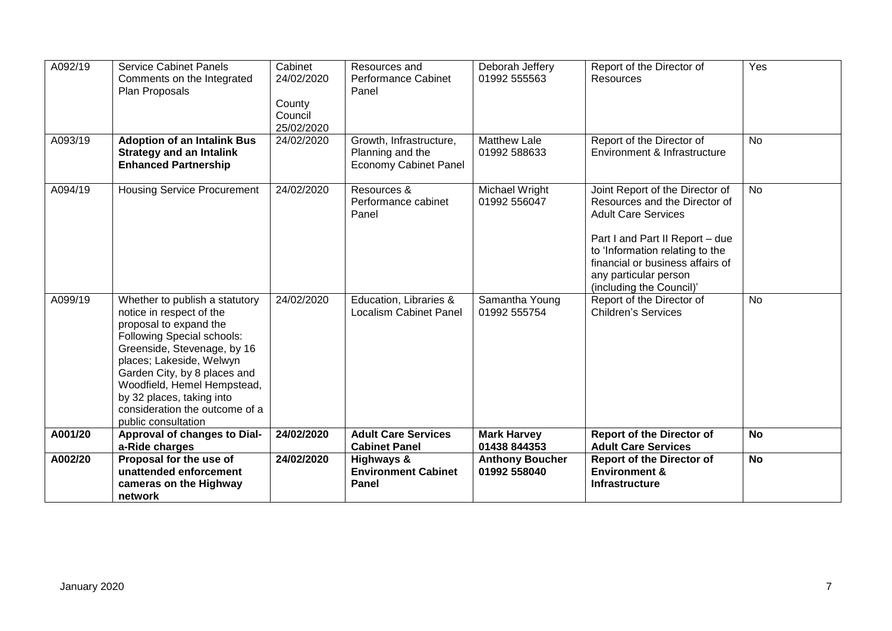| | | | | | | |
|---|---|---|---|---|---|---|
| A092/19 | Service Cabinet Panels Comments on the Integrated Plan Proposals | Cabinet 24/02/2020<br><br>County Council 25/02/2020 | Resources and Performance Cabinet Panel | Deborah Jeffery 01992 555563 | Report of the Director of Resources | Yes |
| A093/19 | **Adoption of an Intalink Bus Strategy and an Intalink Enhanced Partnership** | 24/02/2020 | Growth, Infrastructure, Planning and the Economy Cabinet Panel | Matthew Lale 01992 588633 | Report of the Director of Environment & Infrastructure | No |
| A094/19 | Housing Service Procurement | 24/02/2020 | Resources & Performance cabinet Panel | Michael Wright 01992 556047 | Joint Report of the Director of Resources and the Director of Adult Care Services<br><br>Part I and Part II Report – due to 'Information relating to the financial or business affairs of any particular person (including the Council)' | No |
| A099/19 | Whether to publish a statutory notice in respect of the proposal to expand the Following Special schools: Greenside, Stevenage, by 16 places; Lakeside, Welwyn Garden City, by 8 places and Woodfield, Hemel Hempstead, by 32 places, taking into consideration the outcome of a public consultation | 24/02/2020 | Education, Libraries & Localism Cabinet Panel | Samantha Young 01992 555754 | Report of the Director of Children's Services | No |
| **A001/20** | **Approval of changes to Dial-a-Ride charges** | **24/02/2020** | **Adult Care Services Cabinet Panel** | **Mark Harvey 01438 844353** | **Report of the Director of Adult Care Services** | **No** |
| **A002/20** | **Proposal for the use of unattended enforcement cameras on the Highway network** | **24/02/2020** | **Highways & Environment Cabinet Panel** | **Anthony Boucher 01992 558040** | **Report of the Director of Environment & Infrastructure** | **No** |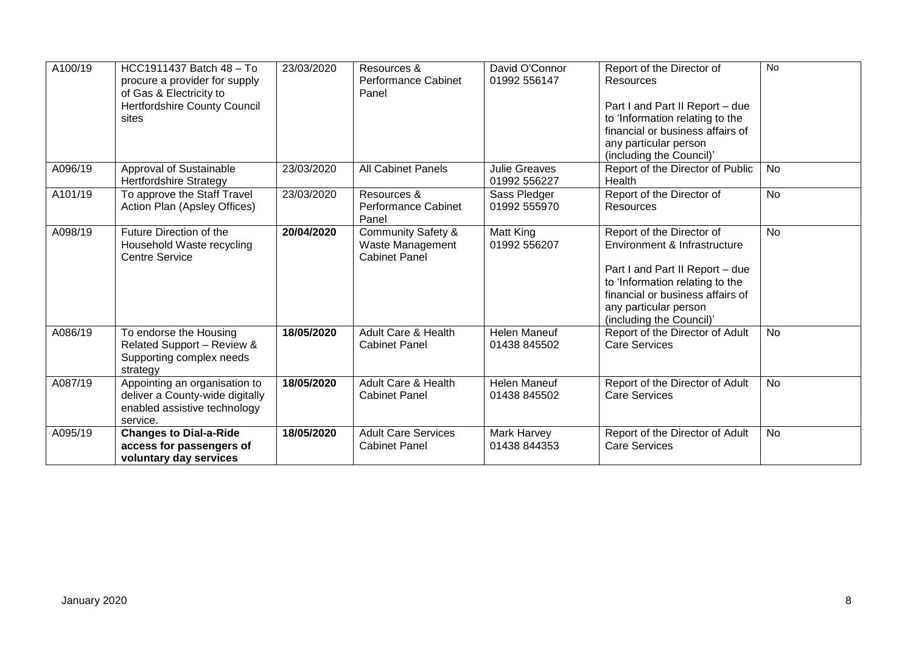| | | | | | | |
|---|---|---|---|---|---|---|
| A100/19 | HCC1911437 Batch 48 – To procure a provider for supply of Gas & Electricity to Hertfordshire County Council sites | 23/03/2020 | Resources & Performance Cabinet Panel | David O'Connor 01992 556147 | Report of the Director of Resources<br><br>Part I and Part II Report – due to 'Information relating to the financial or business affairs of any particular person (including the Council)' | No |
| A096/19 | Approval of Sustainable Hertfordshire Strategy | 23/03/2020 | All Cabinet Panels | Julie Greaves 01992 556227 | Report of the Director of Public Health | No |
| A101/19 | To approve the Staff Travel Action Plan (Apsley Offices) | 23/03/2020 | Resources & Performance Cabinet Panel | Sass Pledger 01992 555970 | Report of the Director of Resources | No |
| A098/19 | Future Direction of the Household Waste recycling Centre Service | **20/04/2020** | Community Safety & Waste Management Cabinet Panel | Matt King 01992 556207 | Report of the Director of Environment & Infrastructure<br><br>Part I and Part II Report – due to 'Information relating to the financial or business affairs of any particular person (including the Council)' | No |
| A086/19 | To endorse the Housing Related Support – Review & Supporting complex needs strategy | **18/05/2020** | Adult Care & Health Cabinet Panel | Helen Maneuf 01438 845502 | Report of the Director of Adult Care Services | No |
| A087/19 | Appointing an organisation to deliver a County-wide digitally enabled assistive technology service. | **18/05/2020** | Adult Care & Health Cabinet Panel | Helen Maneuf 01438 845502 | Report of the Director of Adult Care Services | No |
| A095/19 | **Changes to Dial-a-Ride access for passengers of voluntary day services** | **18/05/2020** | Adult Care Services Cabinet Panel | Mark Harvey 01438 844353 | Report of the Director of Adult Care Services | No |

January 2020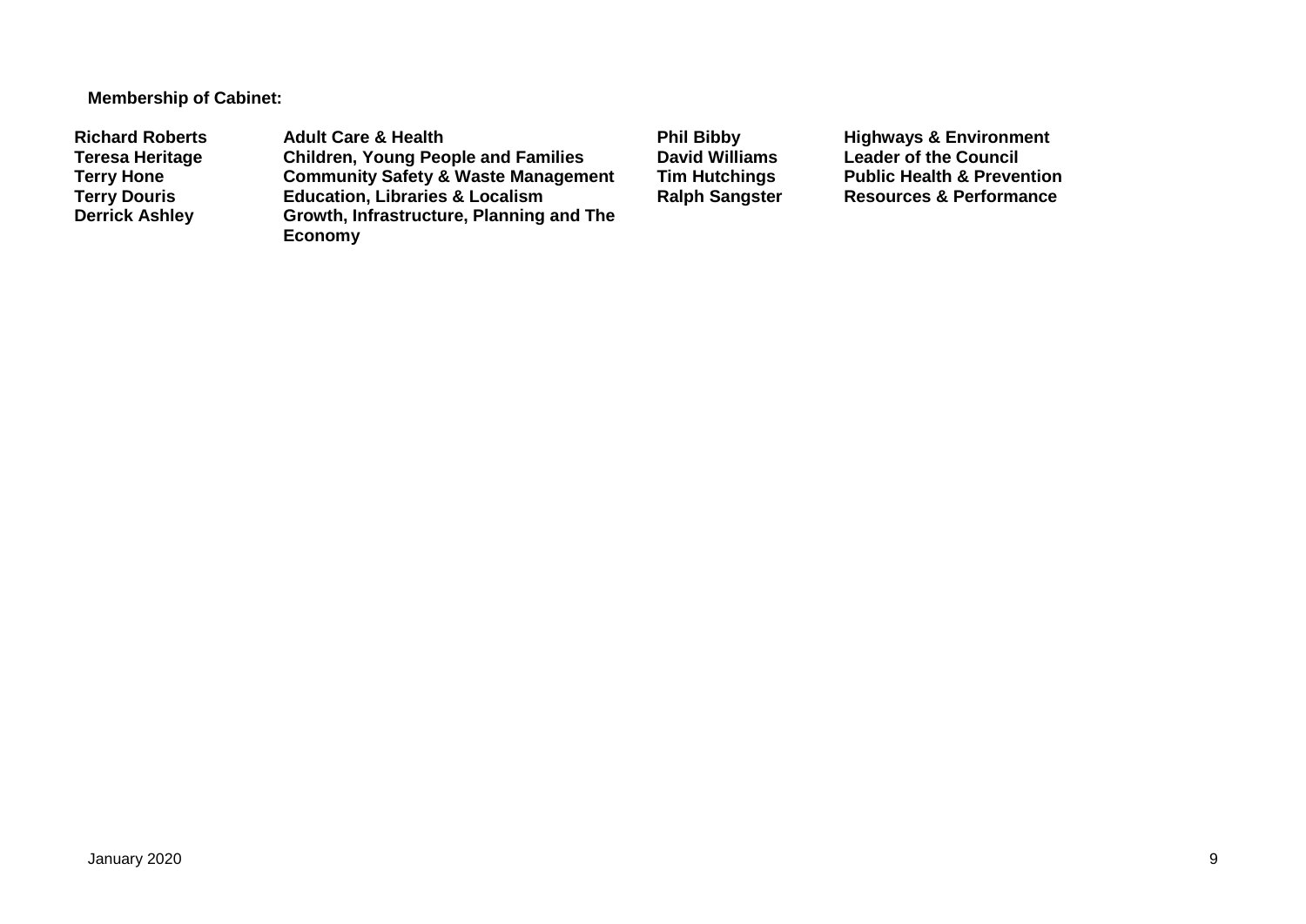**Membership of Cabinet:**

| | | | |
|---|---|---|---|
| **Richard Roberts** | **Adult Care & Health** | **Phil Bibby** | **Highways & Environment** |
| **Teresa Heritage** | **Children, Young People and Families** | **David Williams** | **Leader of the Council** |
| **Terry Hone** | **Community Safety & Waste Management** | **Tim Hutchings** | **Public Health & Prevention** |
| **Terry Douris** | **Education, Libraries & Localism** | **Ralph Sangster** | **Resources & Performance** |
| **Derrick Ashley** | **Growth, Infrastructure, Planning and The Economy** | | |

January 2020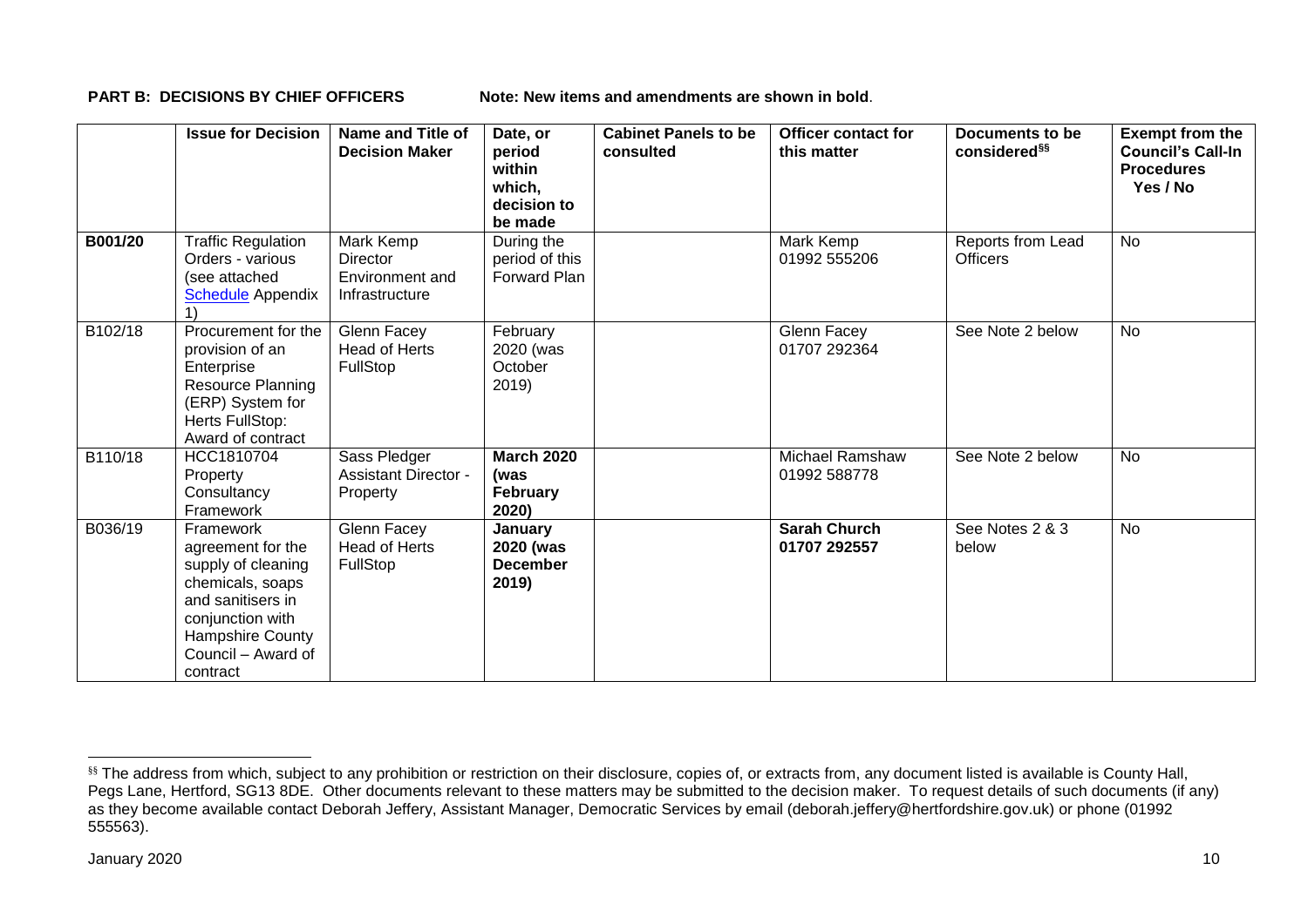**PART B: DECISIONS BY CHIEF OFFICERS** Note: New items and amendments are shown in **bold**.

| | Issue for Decision | Name and Title of Decision Maker | Date, or period within which, decision to be made | Cabinet Panels to be consulted | Officer contact for this matter | Documents to be considered§§ | Exempt from the Council's Call-In Procedures Yes / No |
|---|---|---|---|---|---|---|---|
| **B001/20** | Traffic Regulation Orders - various (see attached Schedule Appendix 1) | Mark Kemp Director Environment and Infrastructure | During the period of this Forward Plan | | Mark Kemp 01992 555206 | Reports from Lead Officers | No |
| B102/18 | Procurement for the provision of an Enterprise Resource Planning (ERP) System for Herts FullStop: Award of contract | Glenn Facey Head of Herts FullStop | February 2020 (was October 2019) | | Glenn Facey 01707 292364 | See Note 2 below | No |
| B110/18 | HCC1810704 Property Consultancy Framework | Sass Pledger Assistant Director - Property | **March 2020 (was February 2020)** | | Michael Ramshaw 01992 588778 | See Note 2 below | No |
| B036/19 | Framework agreement for the supply of cleaning chemicals, soaps and sanitisers in conjunction with Hampshire County Council – Award of contract | Glenn Facey Head of Herts FullStop | **January 2020 (was December 2019)** | | **Sarah Church 01707 292557** | See Notes 2 & 3 below | No |

§§ The address from which, subject to any prohibition or restriction on their disclosure, copies of, or extracts from, any document listed is available is County Hall, Pegs Lane, Hertford, SG13 8DE. Other documents relevant to these matters may be submitted to the decision maker. To request details of such documents (if any) as they become available contact Deborah Jeffery, Assistant Manager, Democratic Services by email (deborah.jeffery@hertfordshire.gov.uk) or phone (01992 555563).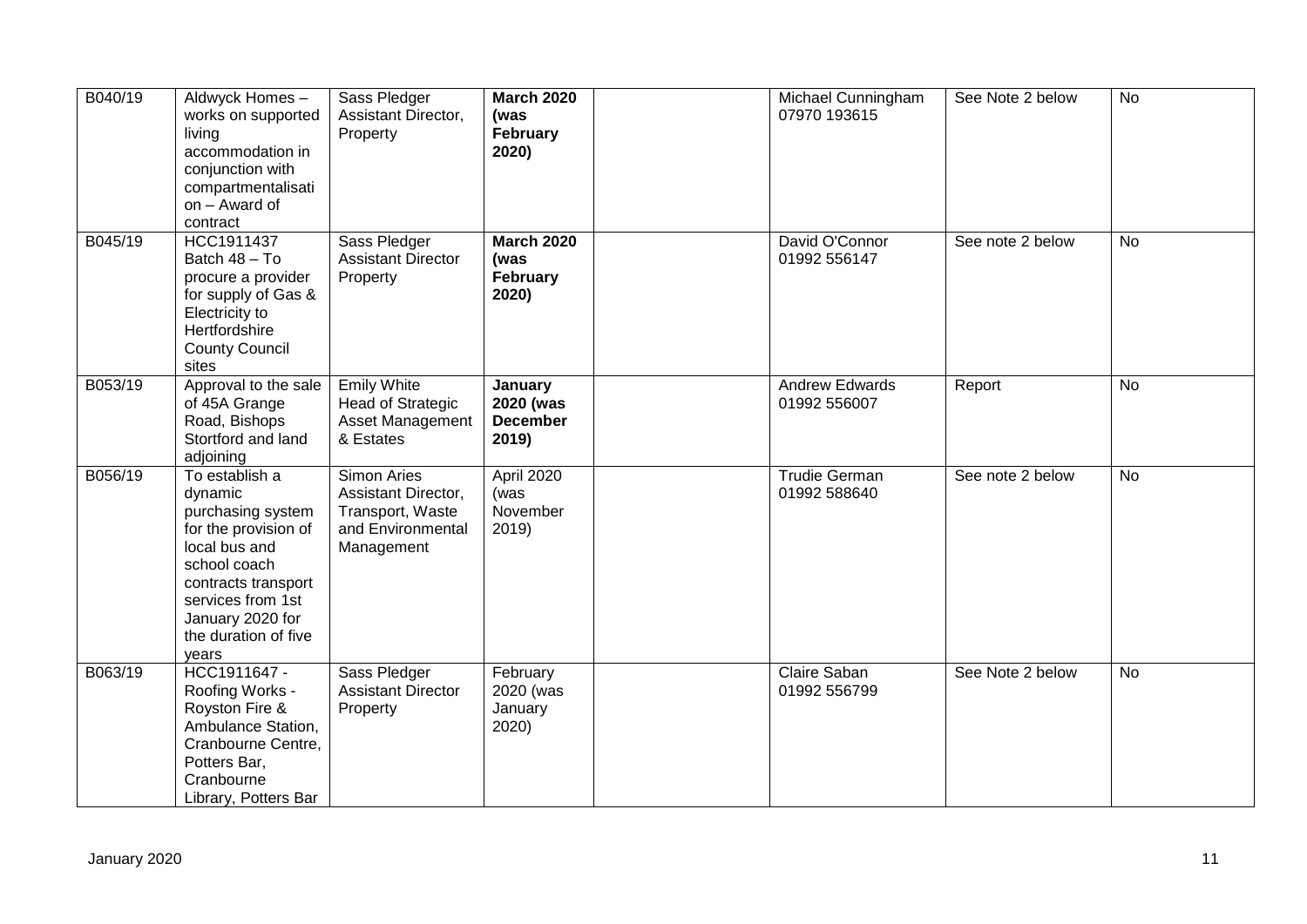| B040/19 | Aldwyck Homes – works on supported living accommodation in conjunction with compartmentalisation – Award of contract | Sass Pledger Assistant Director, Property | **March 2020 (was February 2020)** | | Michael Cunningham 07970 193615 | See Note 2 below | No |
|---|---|---|---|---|---|---|---|
| B045/19 | HCC1911437 Batch 48 – To procure a provider for supply of Gas & Electricity to Hertfordshire County Council sites | Sass Pledger Assistant Director Property | **March 2020 (was February 2020)** | | David O'Connor 01992 556147 | See note 2 below | No |
| B053/19 | Approval to the sale of 45A Grange Road, Bishops Stortford and land adjoining | Emily White Head of Strategic Asset Management & Estates | **January 2020 (was December 2019)** | | Andrew Edwards 01992 556007 | Report | No |
| B056/19 | To establish a dynamic purchasing system for the provision of local bus and school coach contracts transport services from 1st January 2020 for the duration of five years | Simon Aries Assistant Director, Transport, Waste and Environmental Management | April 2020 (was November 2019) | | Trudie German 01992 588640 | See note 2 below | No |
| B063/19 | HCC1911647 - Roofing Works - Royston Fire & Ambulance Station, Cranbourne Centre, Potters Bar, Cranbourne Library, Potters Bar | Sass Pledger Assistant Director Property | February 2020 (was January 2020) | | Claire Saban 01992 556799 | See Note 2 below | No |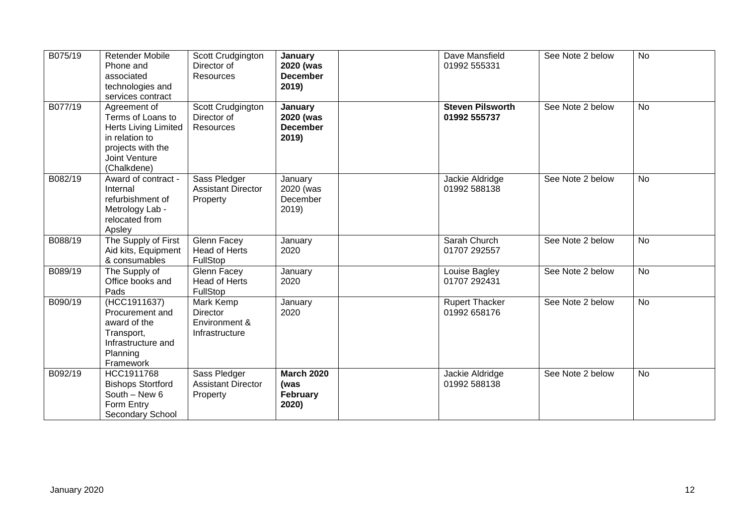| | | | | | | | |
|---|---|---|---|---|---|---|---|
| B075/19 | Retender Mobile Phone and associated technologies and services contract | Scott Crudgington Director of Resources | **January 2020 (was December 2019)** | | Dave Mansfield 01992 555331 | See Note 2 below | No |
| B077/19 | Agreement of Terms of Loans to Herts Living Limited in relation to projects with the Joint Venture (Chalkdene) | Scott Crudgington Director of Resources | **January 2020 (was December 2019)** | | **Steven Pilsworth 01992 555737** | See Note 2 below | No |
| B082/19 | Award of contract - Internal refurbishment of Metrology Lab - relocated from Apsley | Sass Pledger Assistant Director Property | January 2020 (was December 2019) | | Jackie Aldridge 01992 588138 | See Note 2 below | No |
| B088/19 | The Supply of First Aid kits, Equipment & consumables | Glenn Facey Head of Herts FullStop | January 2020 | | Sarah Church 01707 292557 | See Note 2 below | No |
| B089/19 | The Supply of Office books and Pads | Glenn Facey Head of Herts FullStop | January 2020 | | Louise Bagley 01707 292431 | See Note 2 below | No |
| B090/19 | (HCC1911637) Procurement and award of the Transport, Infrastructure and Planning Framework | Mark Kemp Director Environment & Infrastructure | January 2020 | | Rupert Thacker 01992 658176 | See Note 2 below | No |
| B092/19 | HCC1911768 Bishops Stortford South – New 6 Form Entry Secondary School | Sass Pledger Assistant Director Property | **March 2020 (was February 2020)** | | Jackie Aldridge 01992 588138 | See Note 2 below | No |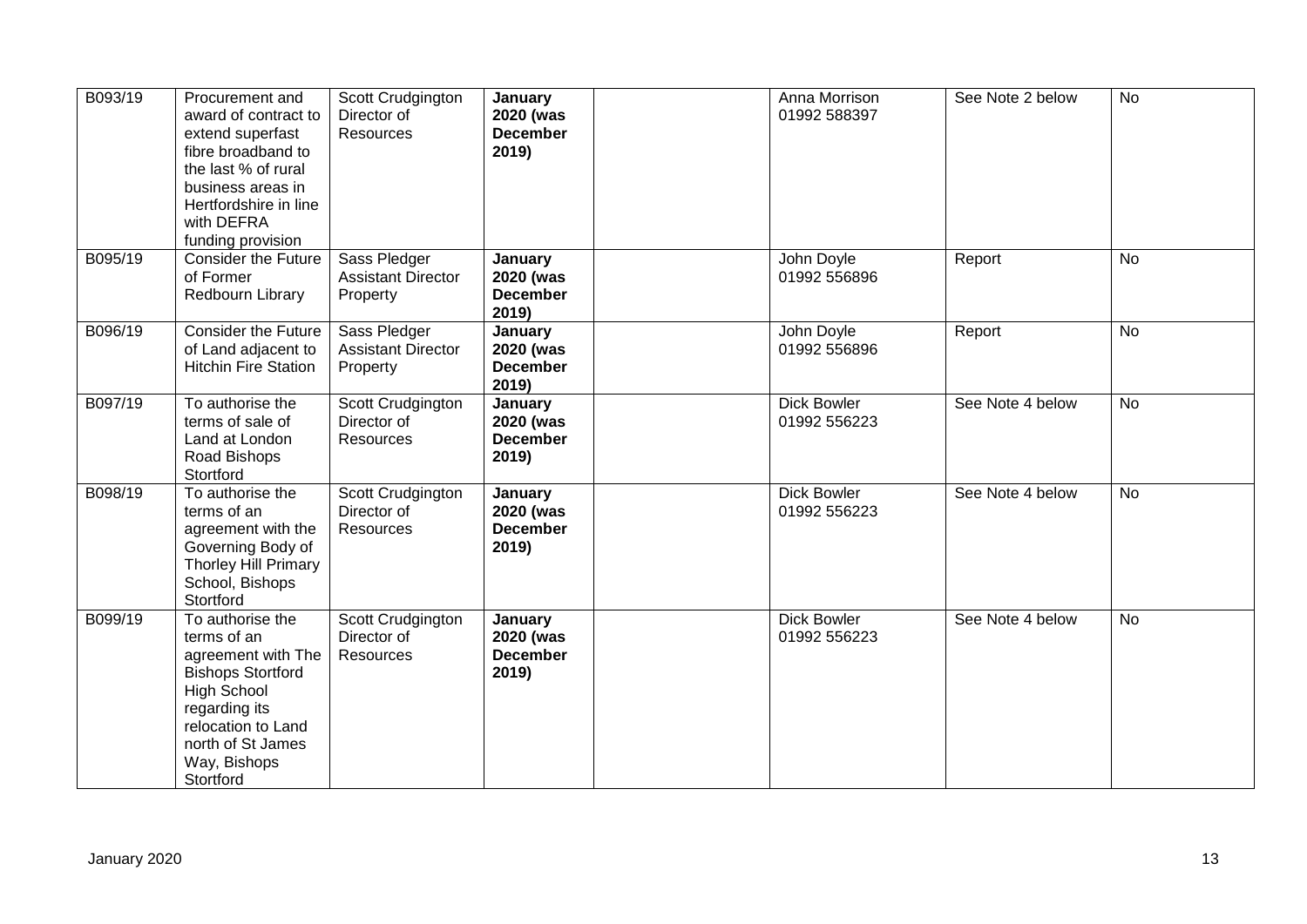| B093/19 | Procurement and award of contract to extend superfast fibre broadband to the last % of rural business areas in Hertfordshire in line with DEFRA funding provision | Scott Crudgington Director of Resources | **January 2020 (was December 2019)** | | Anna Morrison 01992 588397 | See Note 2 below | No |
|---|---|---|---|---|---|---|---|
| B095/19 | Consider the Future of Former Redbourn Library | Sass Pledger Assistant Director Property | **January 2020 (was December 2019)** | | John Doyle 01992 556896 | Report | No |
| B096/19 | Consider the Future of Land adjacent to Hitchin Fire Station | Sass Pledger Assistant Director Property | **January 2020 (was December 2019)** | | John Doyle 01992 556896 | Report | No |
| B097/19 | To authorise the terms of sale of Land at London Road Bishops Stortford | Scott Crudgington Director of Resources | **January 2020 (was December 2019)** | | Dick Bowler 01992 556223 | See Note 4 below | No |
| B098/19 | To authorise the terms of an agreement with the Governing Body of Thorley Hill Primary School, Bishops Stortford | Scott Crudgington Director of Resources | **January 2020 (was December 2019)** | | Dick Bowler 01992 556223 | See Note 4 below | No |
| B099/19 | To authorise the terms of an agreement with The Bishops Stortford High School regarding its relocation to Land north of St James Way, Bishops Stortford | Scott Crudgington Director of Resources | **January 2020 (was December 2019)** | | Dick Bowler 01992 556223 | See Note 4 below | No |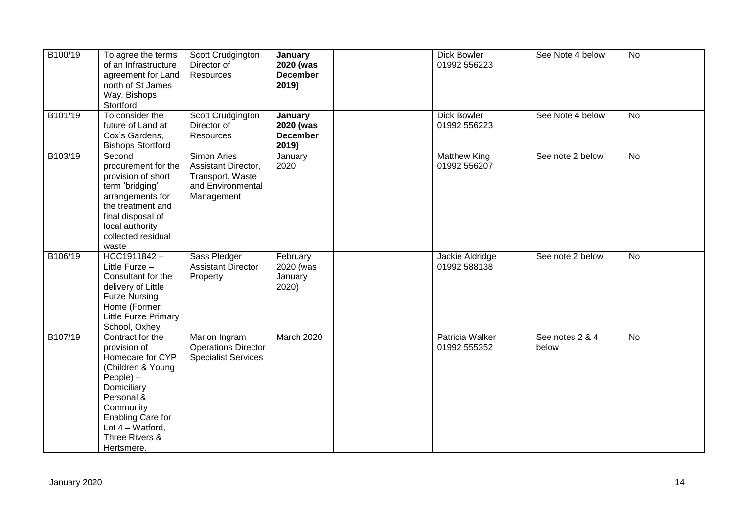| | | | | | | | |
|---|---|---|---|---|---|---|---|
| B100/19 | To agree the terms of an Infrastructure agreement for Land north of St James Way, Bishops Stortford | Scott Crudgington Director of Resources | **January 2020 (was December 2019)** | | Dick Bowler 01992 556223 | See Note 4 below | No |
| B101/19 | To consider the future of Land at Cox's Gardens, Bishops Stortford | Scott Crudgington Director of Resources | **January 2020 (was December 2019)** | | Dick Bowler 01992 556223 | See Note 4 below | No |
| B103/19 | Second procurement for the provision of short term 'bridging' arrangements for the treatment and final disposal of local authority collected residual waste | Simon Aries Assistant Director, Transport, Waste and Environmental Management | January 2020 | | Matthew King 01992 556207 | See note 2 below | No |
| B106/19 | HCC1911842 – Little Furze – Consultant for the delivery of Little Furze Nursing Home (Former Little Furze Primary School, Oxhey | Sass Pledger Assistant Director Property | February 2020 (was January 2020) | | Jackie Aldridge 01992 588138 | See note 2 below | No |
| B107/19 | Contract for the provision of Homecare for CYP (Children & Young People) – Domiciliary Personal & Community Enabling Care for Lot 4 – Watford, Three Rivers & Hertsmere. | Marion Ingram Operations Director Specialist Services | March 2020 | | Patricia Walker 01992 555352 | See notes 2 & 4 below | No |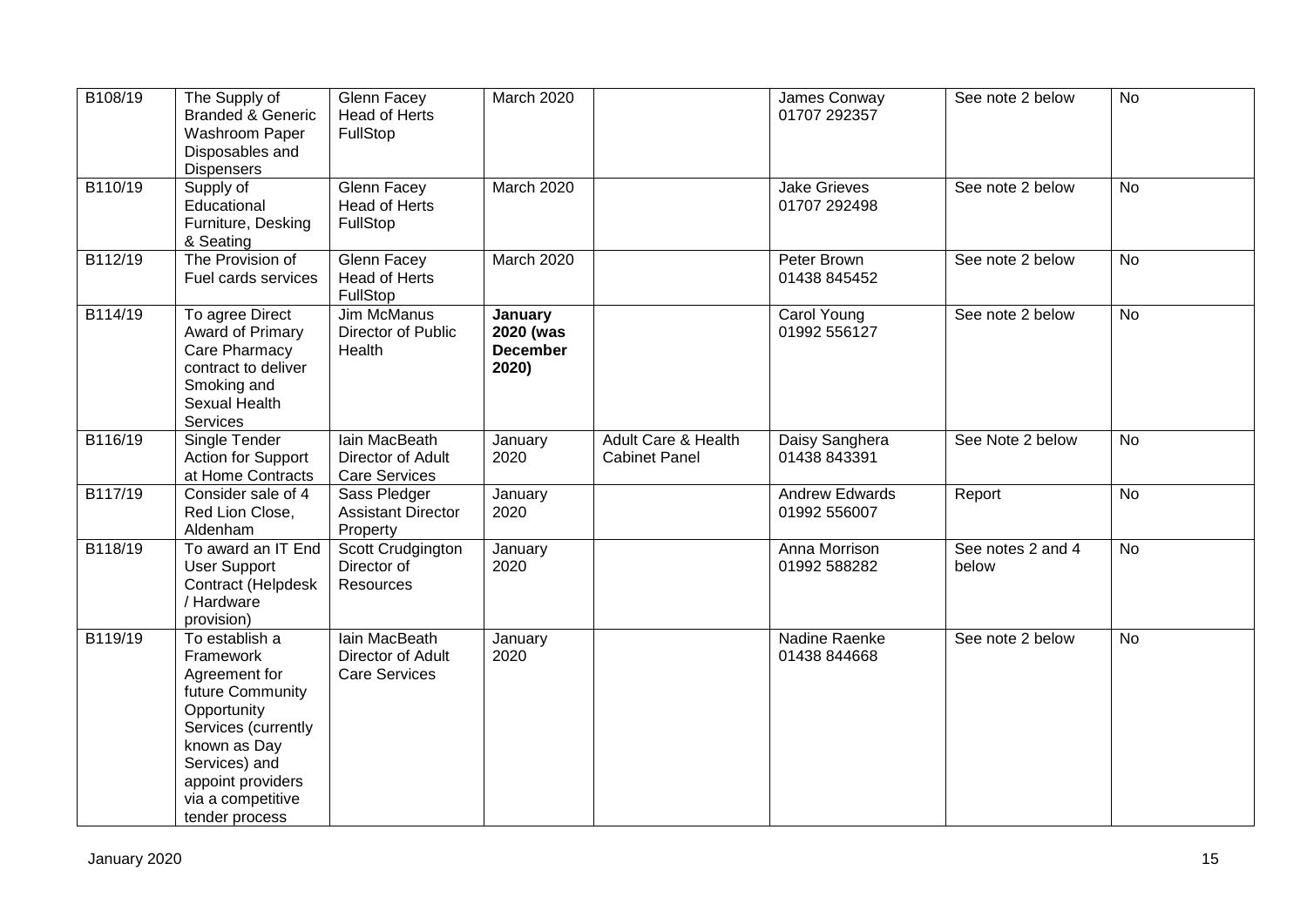| B108/19 | The Supply of Branded & Generic Washroom Paper Disposables and Dispensers | Glenn Facey Head of Herts FullStop | March 2020 | | James Conway 01707 292357 | See note 2 below | No |
|---|---|---|---|---|---|---|---|
| B110/19 | Supply of Educational Furniture, Desking & Seating | Glenn Facey Head of Herts FullStop | March 2020 | | Jake Grieves 01707 292498 | See note 2 below | No |
| B112/19 | The Provision of Fuel cards services | Glenn Facey Head of Herts FullStop | March 2020 | | Peter Brown 01438 845452 | See note 2 below | No |
| B114/19 | To agree Direct Award of Primary Care Pharmacy contract to deliver Smoking and Sexual Health Services | Jim McManus Director of Public Health | **January 2020 (was December 2020)** | | Carol Young 01992 556127 | See note 2 below | No |
| B116/19 | Single Tender Action for Support at Home Contracts | Iain MacBeath Director of Adult Care Services | January 2020 | Adult Care & Health Cabinet Panel | Daisy Sanghera 01438 843391 | See Note 2 below | No |
| B117/19 | Consider sale of 4 Red Lion Close, Aldenham | Sass Pledger Assistant Director Property | January 2020 | | Andrew Edwards 01992 556007 | Report | No |
| B118/19 | To award an IT End User Support Contract (Helpdesk / Hardware provision) | Scott Crudgington Director of Resources | January 2020 | | Anna Morrison 01992 588282 | See notes 2 and 4 below | No |
| B119/19 | To establish a Framework Agreement for future Community Opportunity Services (currently known as Day Services) and appoint providers via a competitive tender process | Iain MacBeath Director of Adult Care Services | January 2020 | | Nadine Raenke 01438 844668 | See note 2 below | No |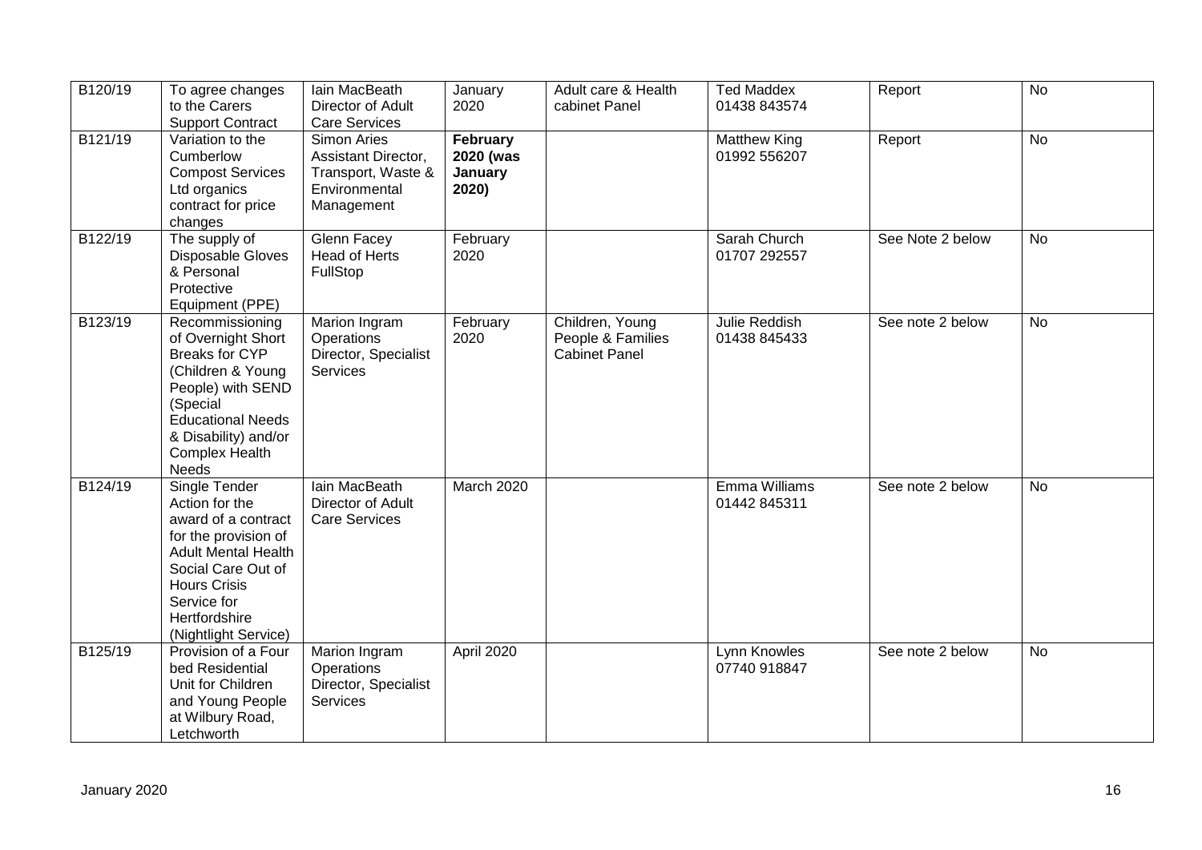| B120/19 | To agree changes to the Carers Support Contract | Iain MacBeath Director of Adult Care Services | January 2020 | Adult care & Health cabinet Panel | Ted Maddex 01438 843574 | Report | No |
|---|---|---|---|---|---|---|---|
| B121/19 | Variation to the Cumberlow Compost Services Ltd organics contract for price changes | Simon Aries Assistant Director, Transport, Waste & Environmental Management | **February 2020 (was January 2020)** | | Matthew King 01992 556207 | Report | No |
| B122/19 | The supply of Disposable Gloves & Personal Protective Equipment (PPE) | Glenn Facey Head of Herts FullStop | February 2020 | | Sarah Church 01707 292557 | See Note 2 below | No |
| B123/19 | Recommissioning of Overnight Short Breaks for CYP (Children & Young People) with SEND (Special Educational Needs & Disability) and/or Complex Health Needs | Marion Ingram Operations Director, Specialist Services | February 2020 | Children, Young People & Families Cabinet Panel | Julie Reddish 01438 845433 | See note 2 below | No |
| B124/19 | Single Tender Action for the award of a contract for the provision of Adult Mental Health Social Care Out of Hours Crisis Service for Hertfordshire (Nightlight Service) | Iain MacBeath Director of Adult Care Services | March 2020 | | Emma Williams 01442 845311 | See note 2 below | No |
| B125/19 | Provision of a Four bed Residential Unit for Children and Young People at Wilbury Road, Letchworth | Marion Ingram Operations Director, Specialist Services | April 2020 | | Lynn Knowles 07740 918847 | See note 2 below | No |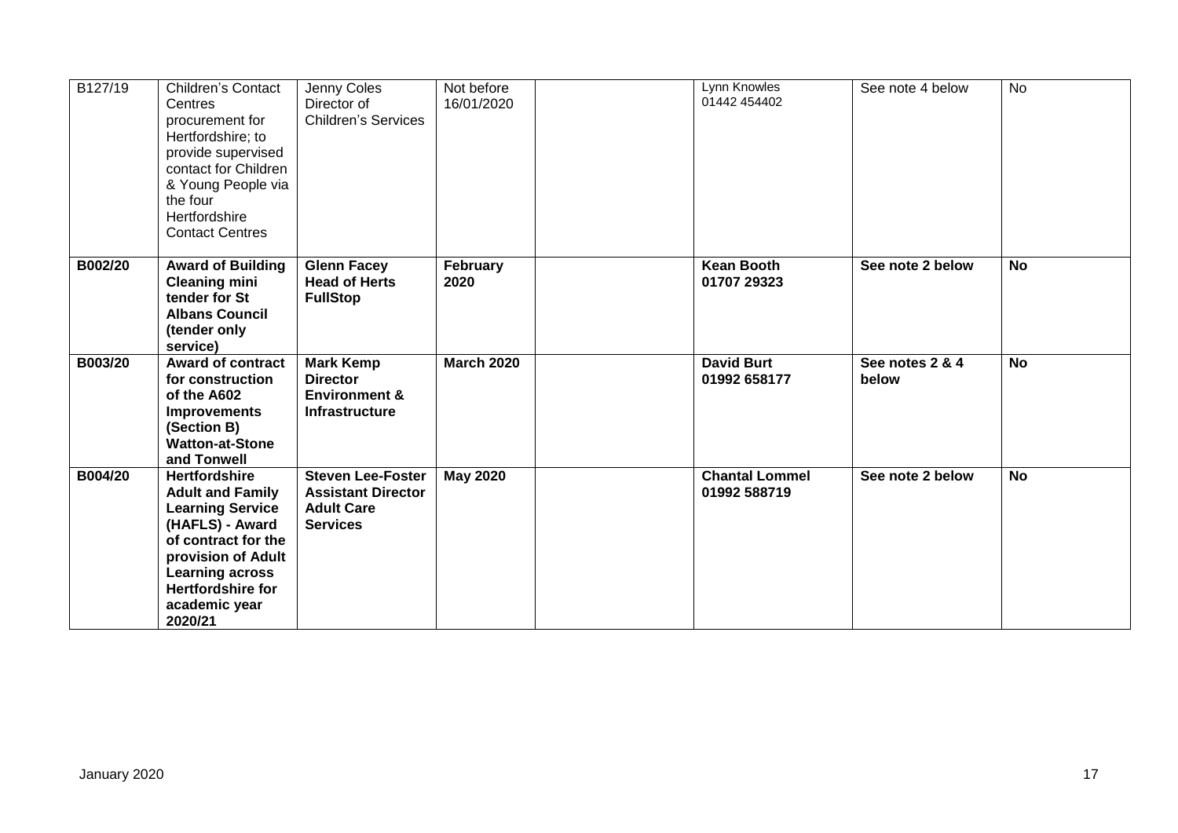| B127/19 | Children's Contact Centres procurement for Hertfordshire; to provide supervised contact for Children & Young People via the four Hertfordshire Contact Centres | Jenny Coles Director of Children's Services | Not before 16/01/2020 | | Lynn Knowles 01442 454402 | See note 4 below | No |
|---|---|---|---|---|---|---|---|
| **B002/20** | **Award of Building Cleaning mini tender for St Albans Council (tender only service)** | **Glenn Facey Head of Herts FullStop** | **February 2020** | | **Kean Booth 01707 29323** | **See note 2 below** | **No** |
| **B003/20** | **Award of contract for construction of the A602 Improvements (Section B) Watton-at-Stone and Tonwell** | **Mark Kemp Director Environment & Infrastructure** | **March 2020** | | **David Burt 01992 658177** | **See notes 2 & 4 below** | **No** |
| **B004/20** | **Hertfordshire Adult and Family Learning Service (HAFLS) - Award of contract for the provision of Adult Learning across Hertfordshire for academic year 2020/21** | **Steven Lee-Foster Assistant Director Adult Care Services** | **May 2020** | | **Chantal Lommel 01992 588719** | **See note 2 below** | **No** |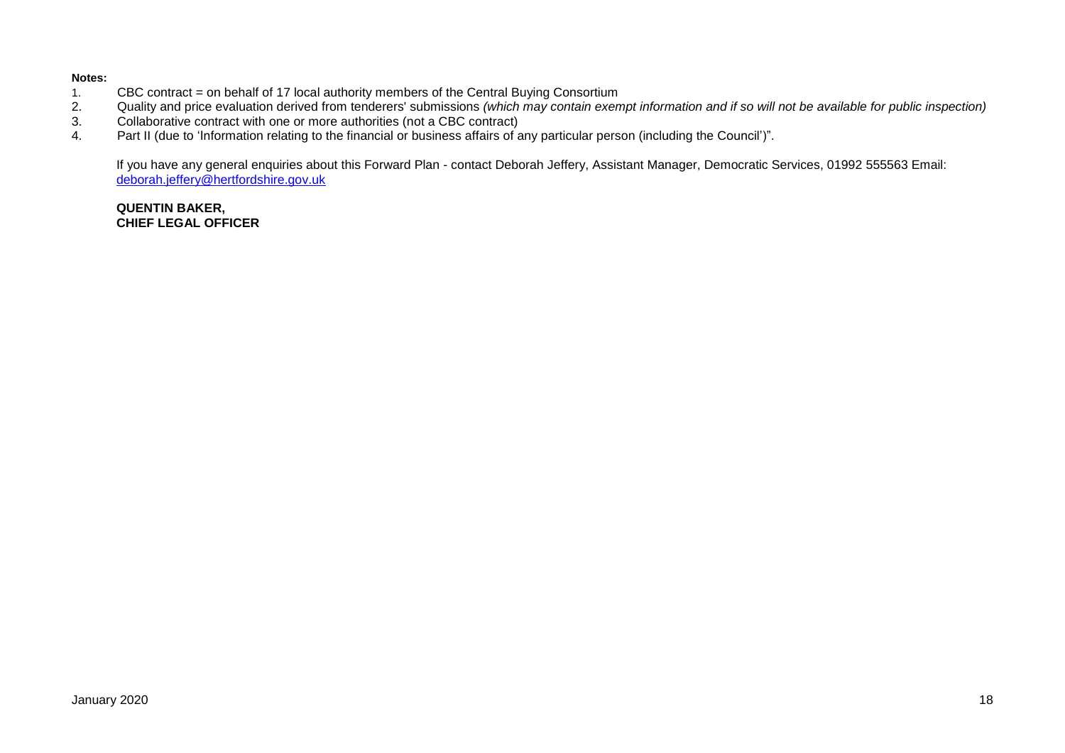**Notes:**

1. CBC contract = on behalf of 17 local authority members of the Central Buying Consortium
2. Quality and price evaluation derived from tenderers' submissions *(which may contain exempt information and if so will not be available for public inspection)*
3. Collaborative contract with one or more authorities (not a CBC contract)
4. Part II (due to 'Information relating to the financial or business affairs of any particular person (including the Council')".

If you have any general enquiries about this Forward Plan - contact Deborah Jeffery, Assistant Manager, Democratic Services, 01992 555563 Email: deborah.jeffery@hertfordshire.gov.uk

**QUENTIN BAKER,**
**CHIEF LEGAL OFFICER**

January 2020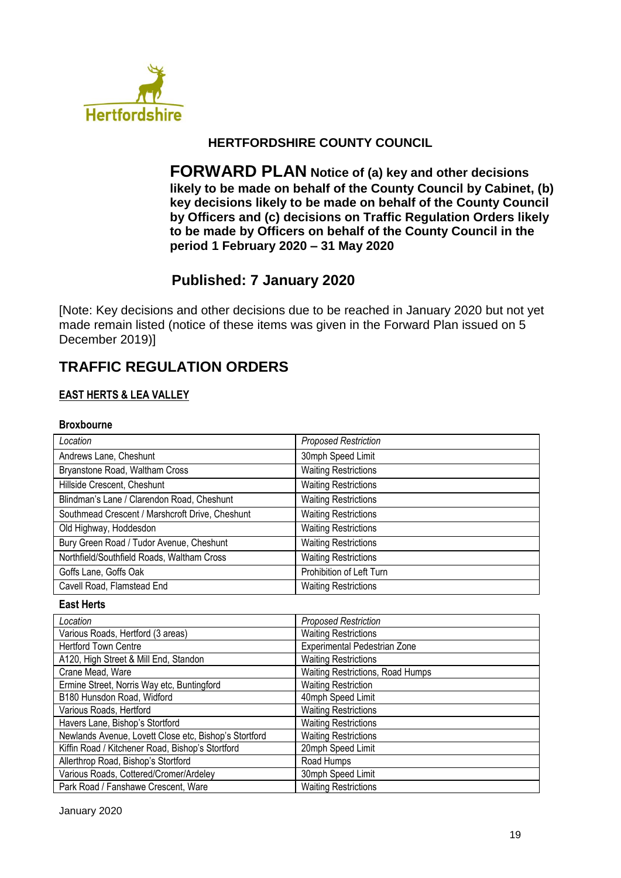**HERTFORDSHIRE COUNTY COUNCIL**

# FORWARD PLAN

**Notice of (a) key and other decisions likely to be made on behalf of the County Council by Cabinet, (b) key decisions likely to be made on behalf of the County Council by Officers and (c) decisions on Traffic Regulation Orders likely to be made by Officers on behalf of the County Council in the period 1 February 2020 – 31 May 2020**

## Published: 7 January 2020

[Note: Key decisions and other decisions due to be reached in January 2020 but not yet made remain listed (notice of these items was given in the Forward Plan issued on 5 December 2019)]

## TRAFFIC REGULATION ORDERS

### EAST HERTS & LEA VALLEY

#### Broxbourne

| *Location* | *Proposed Restriction* |
|---|---|
| Andrews Lane, Cheshunt | 30mph Speed Limit |
| Bryanstone Road, Waltham Cross | Waiting Restrictions |
| Hillside Crescent, Cheshunt | Waiting Restrictions |
| Blindman's Lane / Clarendon Road, Cheshunt | Waiting Restrictions |
| Southmead Crescent / Marshcroft Drive, Cheshunt | Waiting Restrictions |
| Old Highway, Hoddesdon | Waiting Restrictions |
| Bury Green Road / Tudor Avenue, Cheshunt | Waiting Restrictions |
| Northfield/Southfield Roads, Waltham Cross | Waiting Restrictions |
| Goffs Lane, Goffs Oak | Prohibition of Left Turn |
| Cavell Road, Flamstead End | Waiting Restrictions |

#### East Herts

| *Location* | *Proposed Restriction* |
|---|---|
| Various Roads, Hertford (3 areas) | Waiting Restrictions |
| Hertford Town Centre | Experimental Pedestrian Zone |
| A120, High Street & Mill End, Standon | Waiting Restrictions |
| Crane Mead, Ware | Waiting Restrictions, Road Humps |
| Ermine Street, Norris Way etc, Buntingford | Waiting Restriction |
| B180 Hunsdon Road, Widford | 40mph Speed Limit |
| Various Roads, Hertford | Waiting Restrictions |
| Havers Lane, Bishop's Stortford | Waiting Restrictions |
| Newlands Avenue, Lovett Close etc, Bishop's Stortford | Waiting Restrictions |
| Kiffin Road / Kitchener Road, Bishop's Stortford | 20mph Speed Limit |
| Allerthrop Road, Bishop's Stortford | Road Humps |
| Various Roads, Cottered/Cromer/Ardeley | 30mph Speed Limit |
| Park Road / Fanshawe Crescent, Ware | Waiting Restrictions |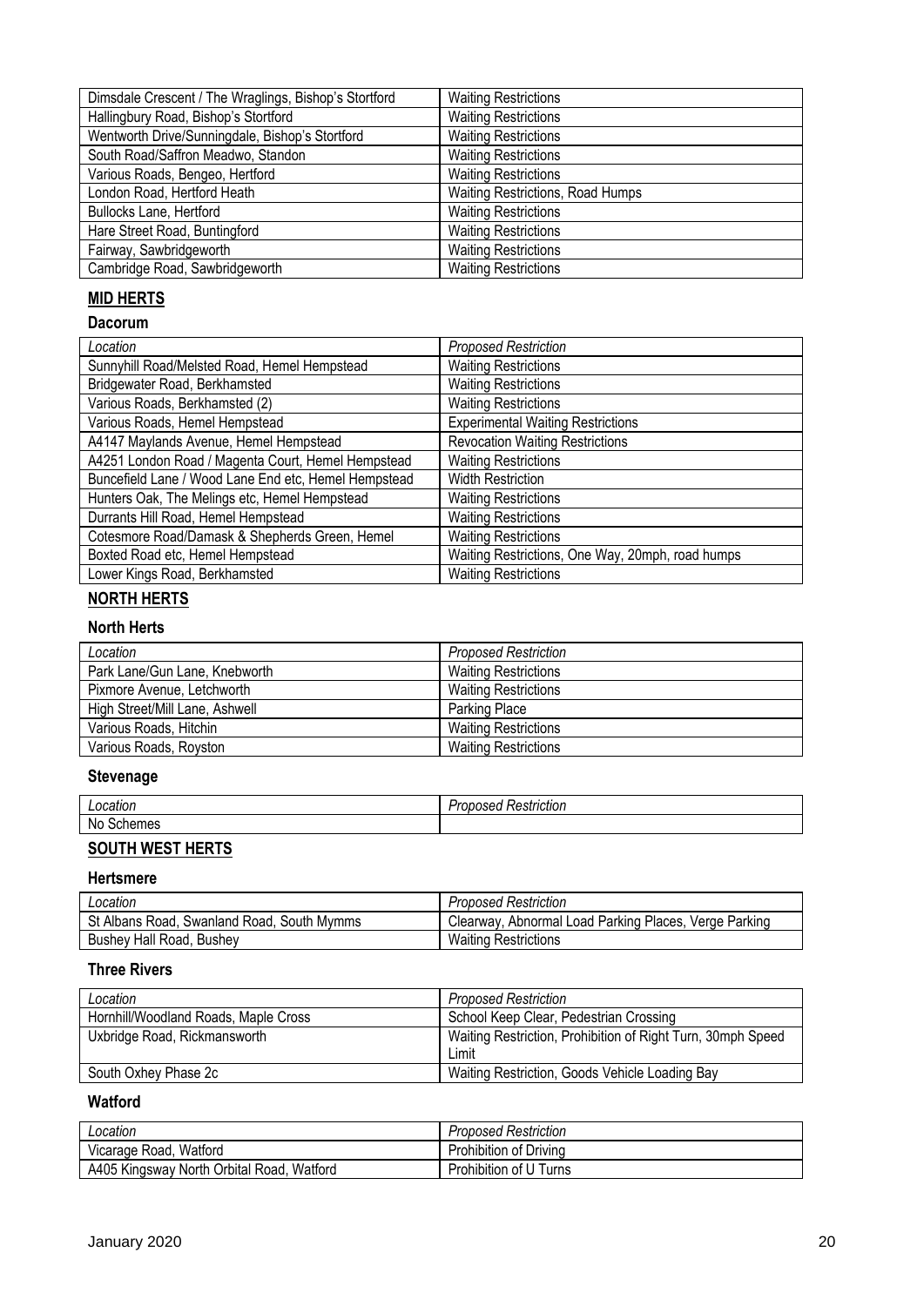| | |
|---|---|
| Dimsdale Crescent / The Wraglings, Bishop's Stortford | Waiting Restrictions |
| Hallingbury Road, Bishop's Stortford | Waiting Restrictions |
| Wentworth Drive/Sunningdale, Bishop's Stortford | Waiting Restrictions |
| South Road/Saffron Meadwo, Standon | Waiting Restrictions |
| Various Roads, Bengeo, Hertford | Waiting Restrictions |
| London Road, Hertford Heath | Waiting Restrictions, Road Humps |
| Bullocks Lane, Hertford | Waiting Restrictions |
| Hare Street Road, Buntingford | Waiting Restrictions |
| Fairway, Sawbridgeworth | Waiting Restrictions |
| Cambridge Road, Sawbridgeworth | Waiting Restrictions |

## MID HERTS

### Dacorum

| *Location* | *Proposed Restriction* |
|---|---|
| Sunnyhill Road/Melsted Road, Hemel Hempstead | Waiting Restrictions |
| Bridgewater Road, Berkhamsted | Waiting Restrictions |
| Various Roads, Berkhamsted (2) | Waiting Restrictions |
| Various Roads, Hemel Hempstead | Experimental Waiting Restrictions |
| A4147 Maylands Avenue, Hemel Hempstead | Revocation Waiting Restrictions |
| A4251 London Road / Magenta Court, Hemel Hempstead | Waiting Restrictions |
| Buncefield Lane / Wood Lane End etc, Hemel Hempstead | Width Restriction |
| Hunters Oak, The Melings etc, Hemel Hempstead | Waiting Restrictions |
| Durrants Hill Road, Hemel Hempstead | Waiting Restrictions |
| Cotesmore Road/Damask & Shepherds Green, Hemel | Waiting Restrictions |
| Boxted Road etc, Hemel Hempstead | Waiting Restrictions, One Way, 20mph, road humps |
| Lower Kings Road, Berkhamsted | Waiting Restrictions |

## NORTH HERTS

### North Herts

| *Location* | *Proposed Restriction* |
|---|---|
| Park Lane/Gun Lane, Knebworth | Waiting Restrictions |
| Pixmore Avenue, Letchworth | Waiting Restrictions |
| High Street/Mill Lane, Ashwell | Parking Place |
| Various Roads, Hitchin | Waiting Restrictions |
| Various Roads, Royston | Waiting Restrictions |

### Stevenage

| *Location* | *Proposed Restriction* |
|---|---|
| No Schemes | |

## SOUTH WEST HERTS

### Hertsmere

| *Location* | *Proposed Restriction* |
|---|---|
| St Albans Road, Swanland Road, South Mymms | Clearway, Abnormal Load Parking Places, Verge Parking |
| Bushey Hall Road, Bushey | Waiting Restrictions |

### Three Rivers

| *Location* | *Proposed Restriction* |
|---|---|
| Hornhill/Woodland Roads, Maple Cross | School Keep Clear, Pedestrian Crossing |
| Uxbridge Road, Rickmansworth | Waiting Restriction, Prohibition of Right Turn, 30mph Speed Limit |
| South Oxhey Phase 2c | Waiting Restriction, Goods Vehicle Loading Bay |

### Watford

| *Location* | *Proposed Restriction* |
|---|---|
| Vicarage Road, Watford | Prohibition of Driving |
| A405 Kingsway North Orbital Road, Watford | Prohibition of U Turns |

January 2020